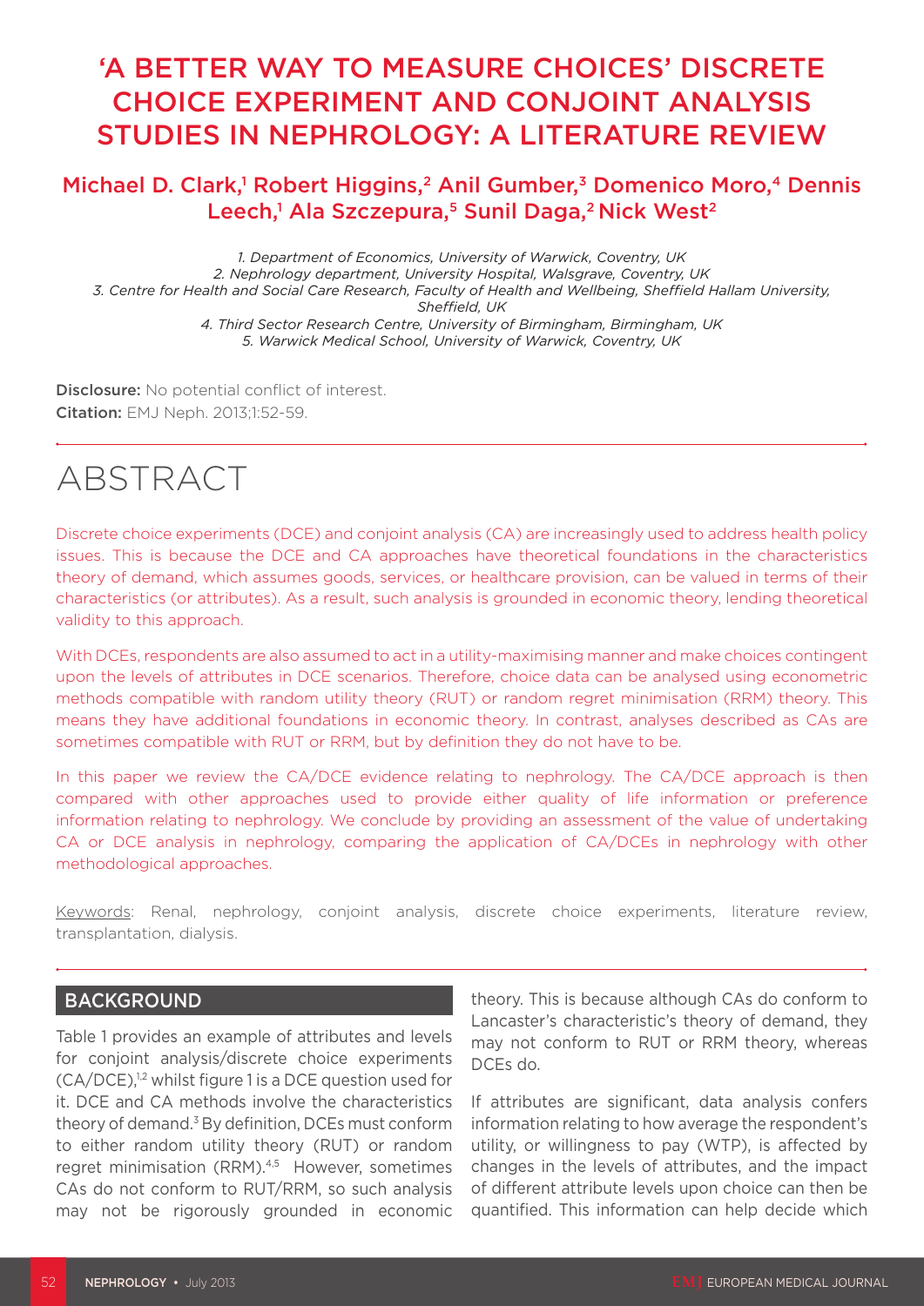# 'A BETTER WAY TO MEASURE CHOICES' DISCRETE CHOICE EXPERIMENT AND CONJOINT ANALYSIS STUDIES IN NEPHROLOGY: A LITERATURE REVIEW

Michael D. Clark,[1] Robert Higgins,[2] Anil Gumber,[3] Domenico Moro,[4] Dennis Leech,[1] Ala Szczepura,[5] Sunil Daga,[2] Nick West[2]

*1. Department of Economics, University of Warwick, Coventry, UK*
*2. Nephrology department, University Hospital, Walsgrave, Coventry, UK*
*3. Centre for Health and Social Care Research, Faculty of Health and Wellbeing, Sheffield Hallam University, Sheffield, UK*
*4. Third Sector Research Centre, University of Birmingham, Birmingham, UK*
*5. Warwick Medical School, University of Warwick, Coventry, UK*

**Disclosure:** No potential conflict of interest.
**Citation:** EMJ Neph. 2013;1:52-59.

# ABSTRACT

Discrete choice experiments (DCE) and conjoint analysis (CA) are increasingly used to address health policy issues. This is because the DCE and CA approaches have theoretical foundations in the characteristics theory of demand, which assumes goods, services, or healthcare provision, can be valued in terms of their characteristics (or attributes). As a result, such analysis is grounded in economic theory, lending theoretical validity to this approach.

With DCEs, respondents are also assumed to act in a utility-maximising manner and make choices contingent upon the levels of attributes in DCE scenarios. Therefore, choice data can be analysed using econometric methods compatible with random utility theory (RUT) or random regret minimisation (RRM) theory. This means they have additional foundations in economic theory. In contrast, analyses described as CAs are sometimes compatible with RUT or RRM, but by definition they do not have to be.

In this paper we review the CA/DCE evidence relating to nephrology. The CA/DCE approach is then compared with other approaches used to provide either quality of life information or preference information relating to nephrology. We conclude by providing an assessment of the value of undertaking CA or DCE analysis in nephrology, comparing the application of CA/DCEs in nephrology with other methodological approaches.

Keywords: Renal, nephrology, conjoint analysis, discrete choice experiments, literature review, transplantation, dialysis.

## BACKGROUND

Table 1 provides an example of attributes and levels for conjoint analysis/discrete choice experiments (CA/DCE),[1,2] whilst figure 1 is a DCE question used for it. DCE and CA methods involve the characteristics theory of demand.[3] By definition, DCEs must conform to either random utility theory (RUT) or random regret minimisation (RRM).[4,5] However, sometimes CAs do not conform to RUT/RRM, so such analysis may not be rigorously grounded in economic theory. This is because although CAs do conform to Lancaster's characteristic's theory of demand, they may not conform to RUT or RRM theory, whereas DCEs do.

If attributes are significant, data analysis confers information relating to how average the respondent's utility, or willingness to pay (WTP), is affected by changes in the levels of attributes, and the impact of different attribute levels upon choice can then be quantified. This information can help decide which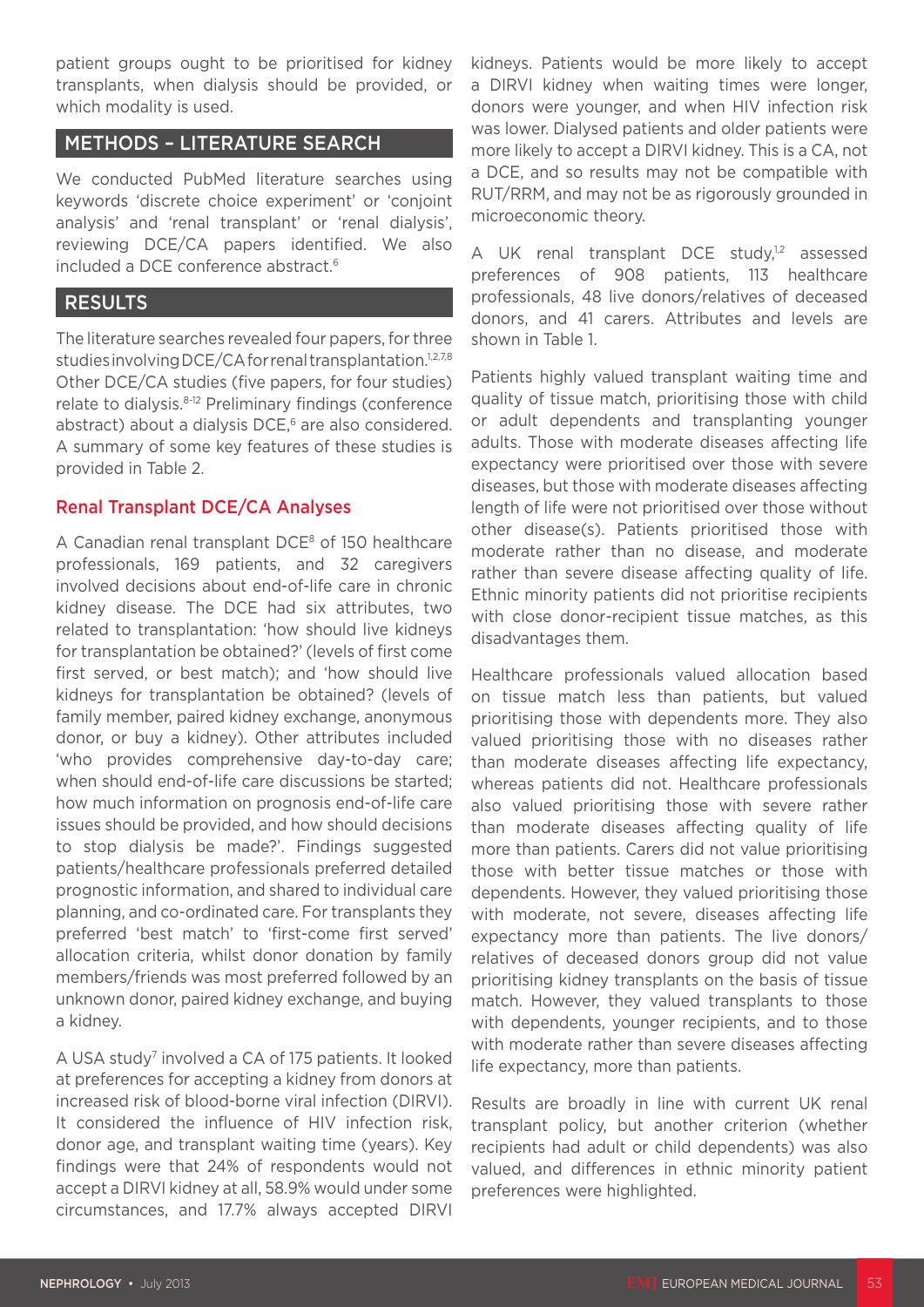patient groups ought to be prioritised for kidney transplants, when dialysis should be provided, or which modality is used.

## METHODS – LITERATURE SEARCH

We conducted PubMed literature searches using keywords 'discrete choice experiment' or 'conjoint analysis' and 'renal transplant' or 'renal dialysis', reviewing DCE/CA papers identified. We also included a DCE conference abstract.[6]

## RESULTS

The literature searches revealed four papers, for three studies involving DCE/CA for renal transplantation.[1,2,7,8] Other DCE/CA studies (five papers, for four studies) relate to dialysis.[8-12] Preliminary findings (conference abstract) about a dialysis DCE,[6] are also considered. A summary of some key features of these studies is provided in Table 2.

### Renal Transplant DCE/CA Analyses

A Canadian renal transplant DCE[8] of 150 healthcare professionals, 169 patients, and 32 caregivers involved decisions about end-of-life care in chronic kidney disease. The DCE had six attributes, two related to transplantation: 'how should live kidneys for transplantation be obtained?' (levels of first come first served, or best match); and 'how should live kidneys for transplantation be obtained? (levels of family member, paired kidney exchange, anonymous donor, or buy a kidney). Other attributes included 'who provides comprehensive day-to-day care; when should end-of-life care discussions be started; how much information on prognosis end-of-life care issues should be provided, and how should decisions to stop dialysis be made?'. Findings suggested patients/healthcare professionals preferred detailed prognostic information, and shared to individual care planning, and co-ordinated care. For transplants they preferred 'best match' to 'first-come first served' allocation criteria, whilst donor donation by family members/friends was most preferred followed by an unknown donor, paired kidney exchange, and buying a kidney.

A USA study[7] involved a CA of 175 patients. It looked at preferences for accepting a kidney from donors at increased risk of blood-borne viral infection (DIRVI). It considered the influence of HIV infection risk, donor age, and transplant waiting time (years). Key findings were that 24% of respondents would not accept a DIRVI kidney at all, 58.9% would under some circumstances, and 17.7% always accepted DIRVI kidneys. Patients would be more likely to accept a DIRVI kidney when waiting times were longer, donors were younger, and when HIV infection risk was lower. Dialysed patients and older patients were more likely to accept a DIRVI kidney. This is a CA, not a DCE, and so results may not be compatible with RUT/RRM, and may not be as rigorously grounded in microeconomic theory.

A UK renal transplant DCE study,[1,2] assessed preferences of 908 patients, 113 healthcare professionals, 48 live donors/relatives of deceased donors, and 41 carers. Attributes and levels are shown in Table 1.

Patients highly valued transplant waiting time and quality of tissue match, prioritising those with child or adult dependents and transplanting younger adults. Those with moderate diseases affecting life expectancy were prioritised over those with severe diseases, but those with moderate diseases affecting length of life were not prioritised over those without other disease(s). Patients prioritised those with moderate rather than no disease, and moderate rather than severe disease affecting quality of life. Ethnic minority patients did not prioritise recipients with close donor-recipient tissue matches, as this disadvantages them.

Healthcare professionals valued allocation based on tissue match less than patients, but valued prioritising those with dependents more. They also valued prioritising those with no diseases rather than moderate diseases affecting life expectancy, whereas patients did not. Healthcare professionals also valued prioritising those with severe rather than moderate diseases affecting quality of life more than patients. Carers did not value prioritising those with better tissue matches or those with dependents. However, they valued prioritising those with moderate, not severe, diseases affecting life expectancy more than patients. The live donors/relatives of deceased donors group did not value prioritising kidney transplants on the basis of tissue match. However, they valued transplants to those with dependents, younger recipients, and to those with moderate rather than severe diseases affecting life expectancy, more than patients.

Results are broadly in line with current UK renal transplant policy, but another criterion (whether recipients had adult or child dependents) was also valued, and differences in ethnic minority patient preferences were highlighted.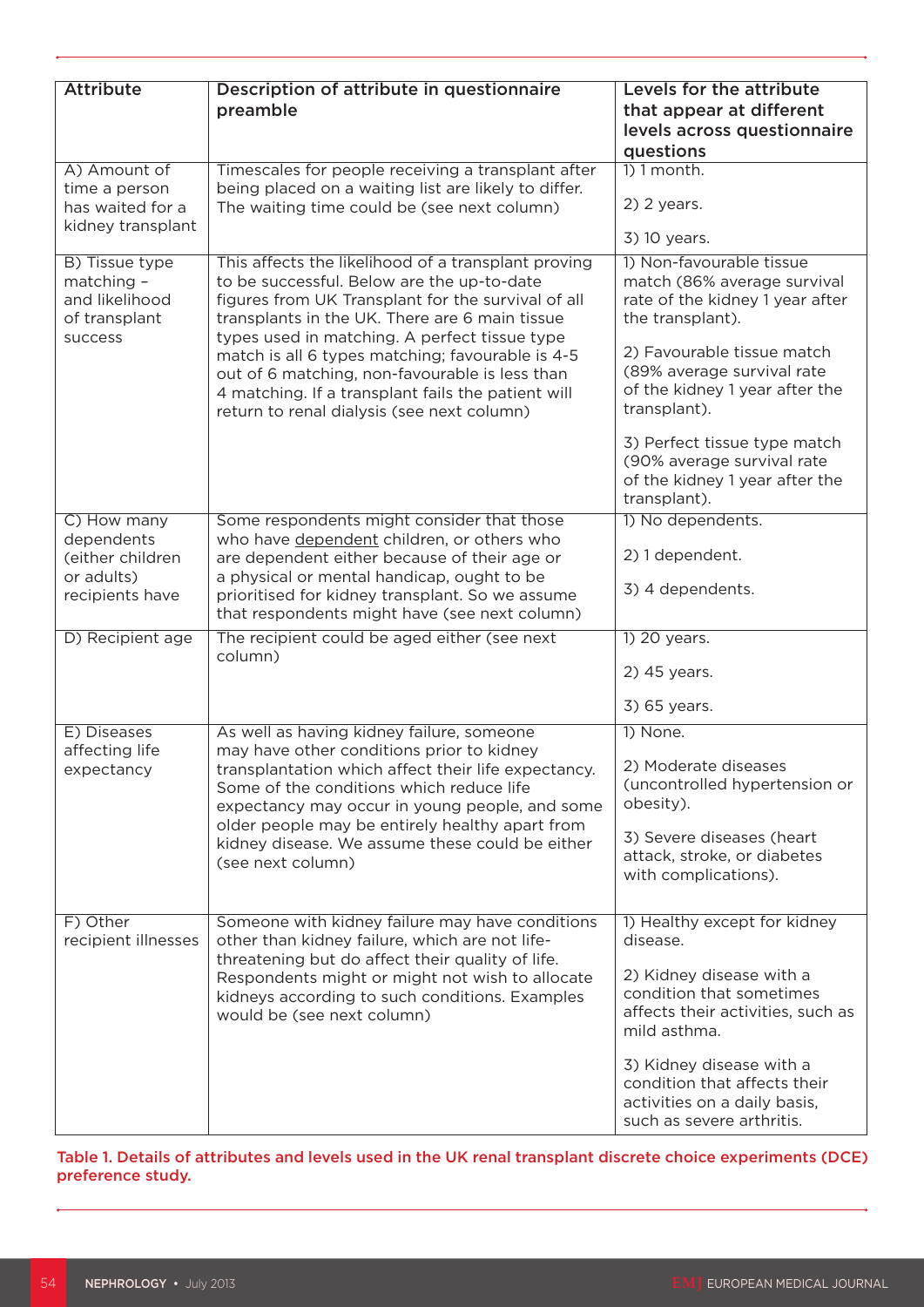| Attribute | Description of attribute in questionnaire preamble | Levels for the attribute that appear at different levels across questionnaire questions |
|---|---|---|
| A) Amount of time a person has waited for a kidney transplant | Timescales for people receiving a transplant after being placed on a waiting list are likely to differ. The waiting time could be (see next column) | 1) 1 month.<br><br>2) 2 years.<br><br>3) 10 years. |
| B) Tissue type matching – and likelihood of transplant success | This affects the likelihood of a transplant proving to be successful. Below are the up-to-date figures from UK Transplant for the survival of all transplants in the UK. There are 6 main tissue types used in matching. A perfect tissue type match is all 6 types matching; favourable is 4-5 out of 6 matching, non-favourable is less than 4 matching. If a transplant fails the patient will return to renal dialysis (see next column) | 1) Non-favourable tissue match (86% average survival rate of the kidney 1 year after the transplant).<br><br>2) Favourable tissue match (89% average survival rate of the kidney 1 year after the transplant).<br><br>3) Perfect tissue type match (90% average survival rate of the kidney 1 year after the transplant). |
| C) How many dependents (either children or adults) recipients have | Some respondents might consider that those who have dependent children, or others who are dependent either because of their age or a physical or mental handicap, ought to be prioritised for kidney transplant. So we assume respondents might have (see next column) | 1) No dependents.<br><br>2) 1 dependent.<br><br>3) 4 dependents. |
| D) Recipient age | The recipient could be aged either (see next column) | 1) 20 years.<br><br>2) 45 years.<br><br>3) 65 years. |
| E) Diseases affecting life expectancy | As well as having kidney failure, someone may have other conditions prior to kidney transplantation which affect their life expectancy. Some of the conditions which reduce life expectancy may occur in young people, and some older people may be entirely healthy apart from kidney disease. We assume these could be either (see next column) | 1) None.<br><br>2) Moderate diseases (uncontrolled hypertension or obesity).<br><br>3) Severe diseases (heart attack, stroke, or diabetes with complications). |
| F) Other recipient illnesses | Someone with kidney failure may have conditions other than kidney failure, which are not life-threatening but do affect their quality of life. Respondents might or might not wish to allocate kidneys according to such conditions. Examples would be (see next column) | 1) Healthy except for kidney disease.<br><br>2) Kidney disease with a condition that sometimes affects their activities, such as mild asthma.<br><br>3) Kidney disease with a condition that affects their activities on a daily basis, such as severe arthritis. |

**Table 1. Details of attributes and levels used in the UK renal transplant discrete choice experiments (DCE) preference study.**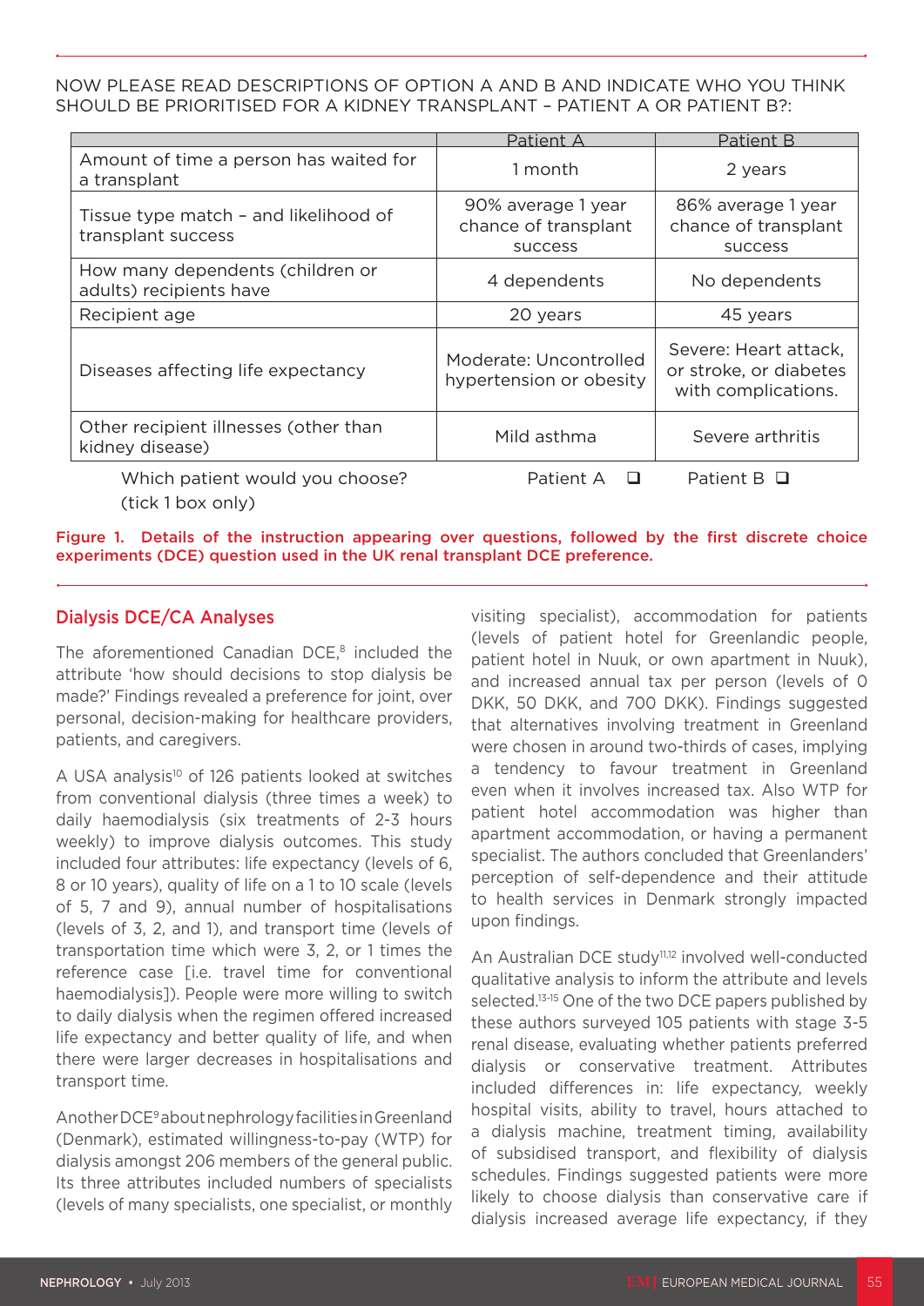NOW PLEASE READ DESCRIPTIONS OF OPTION A AND B AND INDICATE WHO YOU THINK SHOULD BE PRIORITISED FOR A KIDNEY TRANSPLANT – PATIENT A OR PATIENT B?:

| | Patient A | Patient B |
|---|---|---|
| Amount of time a person has waited for a transplant | 1 month | 2 years |
| Tissue type match – and likelihood of transplant success | 90% average 1 year chance of transplant success | 86% average 1 year chance of transplant success |
| How many dependents (children or adults) recipients have | 4 dependents | No dependents |
| Recipient age | 20 years | 45 years |
| Diseases affecting life expectancy | Moderate: Uncontrolled hypertension or obesity | Severe: Heart attack, or stroke, or diabetes with complications. |
| Other recipient illnesses (other than kidney disease) | Mild asthma | Severe arthritis |
| Which patient would you choose? (tick 1 box only) | Patient A ❑ | Patient B ❑ |

**Figure 1. Details of the instruction appearing over questions, followed by the first discrete choice experiments (DCE) question used in the UK renal transplant DCE preference.**

## Dialysis DCE/CA Analyses

The aforementioned Canadian DCE,[8] included the attribute 'how should decisions to stop dialysis be made?' Findings revealed a preference for joint, over personal, decision-making for healthcare providers, patients, and caregivers.

A USA analysis[10] of 126 patients looked at switches from conventional dialysis (three times a week) to daily haemodialysis (six treatments of 2-3 hours weekly) to improve dialysis outcomes. This study included four attributes: life expectancy (levels of 6, 8 or 10 years), quality of life on a 1 to 10 scale (levels of 5, 7 and 9), annual number of hospitalisations (levels of 3, 2, and 1), and transport time (levels of transportation time which were 3, 2, or 1 times the reference case [i.e. travel time for conventional haemodialysis]). People were more willing to switch to daily dialysis when the regimen offered increased life expectancy and better quality of life, and when there were larger decreases in hospitalisations and transport time.

Another DCE[9] about nephrology facilities in Greenland (Denmark), estimated willingness-to-pay (WTP) for dialysis amongst 206 members of the general public. Its three attributes included numbers of specialists (levels of many specialists, one specialist, or monthly visiting specialist), accommodation for patients (levels of patient hotel for Greenlandic people, patient hotel in Nuuk, or own apartment in Nuuk), and increased annual tax per person (levels of 0 DKK, 50 DKK, and 700 DKK). Findings suggested that alternatives involving treatment in Greenland were chosen in around two-thirds of cases, implying a tendency to favour treatment in Greenland even when it involves increased tax. Also WTP for patient hotel accommodation was higher than apartment accommodation, or having a permanent specialist. The authors concluded that Greenlanders' perception of self-dependence and their attitude to health services in Denmark strongly impacted upon findings.

An Australian DCE study[11,12] involved well-conducted qualitative analysis to inform the attribute and levels selected.[13-15] One of the two DCE papers published by these authors surveyed 105 patients with stage 3-5 renal disease, evaluating whether patients preferred dialysis or conservative treatment. Attributes included differences in: life expectancy, weekly hospital visits, ability to travel, hours attached to a dialysis machine, treatment timing, availability of subsidised transport, and flexibility of dialysis schedules. Findings suggested patients were more likely to choose dialysis than conservative care if dialysis increased average life expectancy, if they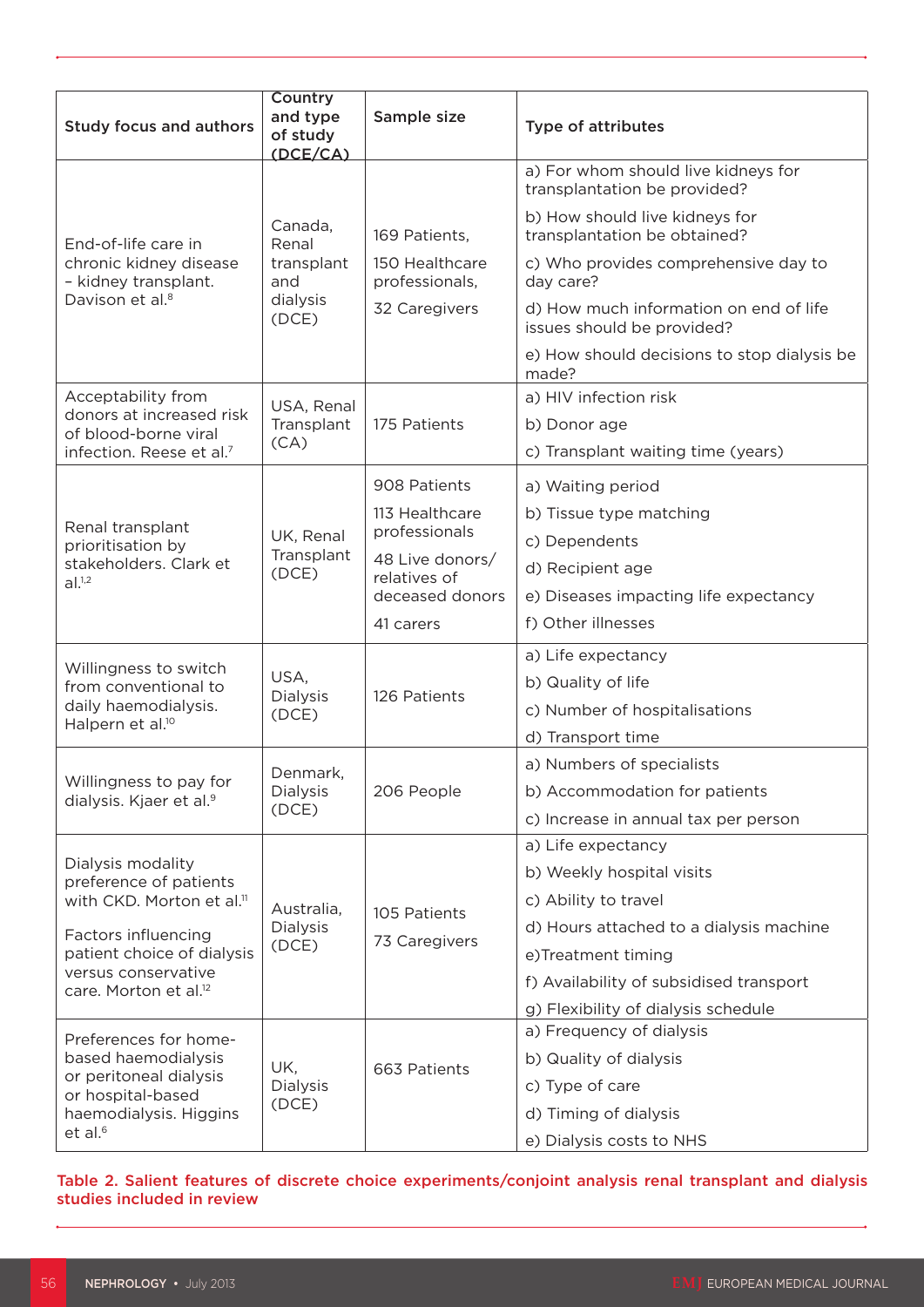| Study focus and authors | Country and type of study (DCE/CA) | Sample size | Type of attributes |
|---|---|---|---|
| End-of-life care in chronic kidney disease – kidney transplant. Davison et al.[8] | Canada, Renal transplant and dialysis (DCE) | 169 Patients,<br>150 Healthcare professionals,<br>32 Caregivers | a) For whom should live kidneys for transplantation be provided?<br>b) How should live kidneys for transplantation be obtained?<br>c) Who provides comprehensive day to day care?<br>d) How much information on end of life issues should be provided?<br>e) How should decisions to stop dialysis be made? |
| Acceptability from donors at increased risk of blood-borne viral infection. Reese et al.[7] | USA, Renal Transplant (CA) | 175 Patients | a) HIV infection risk<br>b) Donor age<br>c) Transplant waiting time (years) |
| Renal transplant prioritisation by stakeholders. Clark et al.[1,2] | UK, Renal Transplant (DCE) | 908 Patients<br>113 Healthcare professionals<br>48 Live donors/ relatives of deceased donors<br>41 carers | a) Waiting period<br>b) Tissue type matching<br>c) Dependents<br>d) Recipient age<br>e) Diseases impacting life expectancy<br>f) Other illnesses |
| Willingness to switch from conventional to daily haemodialysis. Halpern et al.[10] | USA, Dialysis (DCE) | 126 Patients | a) Life expectancy<br>b) Quality of life<br>c) Number of hospitalisations<br>d) Transport time |
| Willingness to pay for dialysis. Kjaer et al.[9] | Denmark, Dialysis (DCE) | 206 People | a) Numbers of specialists<br>b) Accommodation for patients<br>c) Increase in annual tax per person |
| Dialysis modality preference of patients with CKD. Morton et al.[11]<br>Factors influencing patient choice of dialysis versus conservative care. Morton et al.[12] | Australia, Dialysis (DCE) | 105 Patients<br>73 Caregivers | a) Life expectancy<br>b) Weekly hospital visits<br>c) Ability to travel<br>d) Hours attached to a dialysis machine<br>e)Treatment timing<br>f) Availability of subsidised transport<br>g) Flexibility of dialysis schedule |
| Preferences for home-based haemodialysis or peritoneal dialysis or hospital-based haemodialysis. Higgins et al.[6] | UK, Dialysis (DCE) | 663 Patients | a) Frequency of dialysis<br>b) Quality of dialysis<br>c) Type of care<br>d) Timing of dialysis<br>e) Dialysis costs to NHS |

**Table 2. Salient features of discrete choice experiments/conjoint analysis renal transplant and dialysis studies included in review**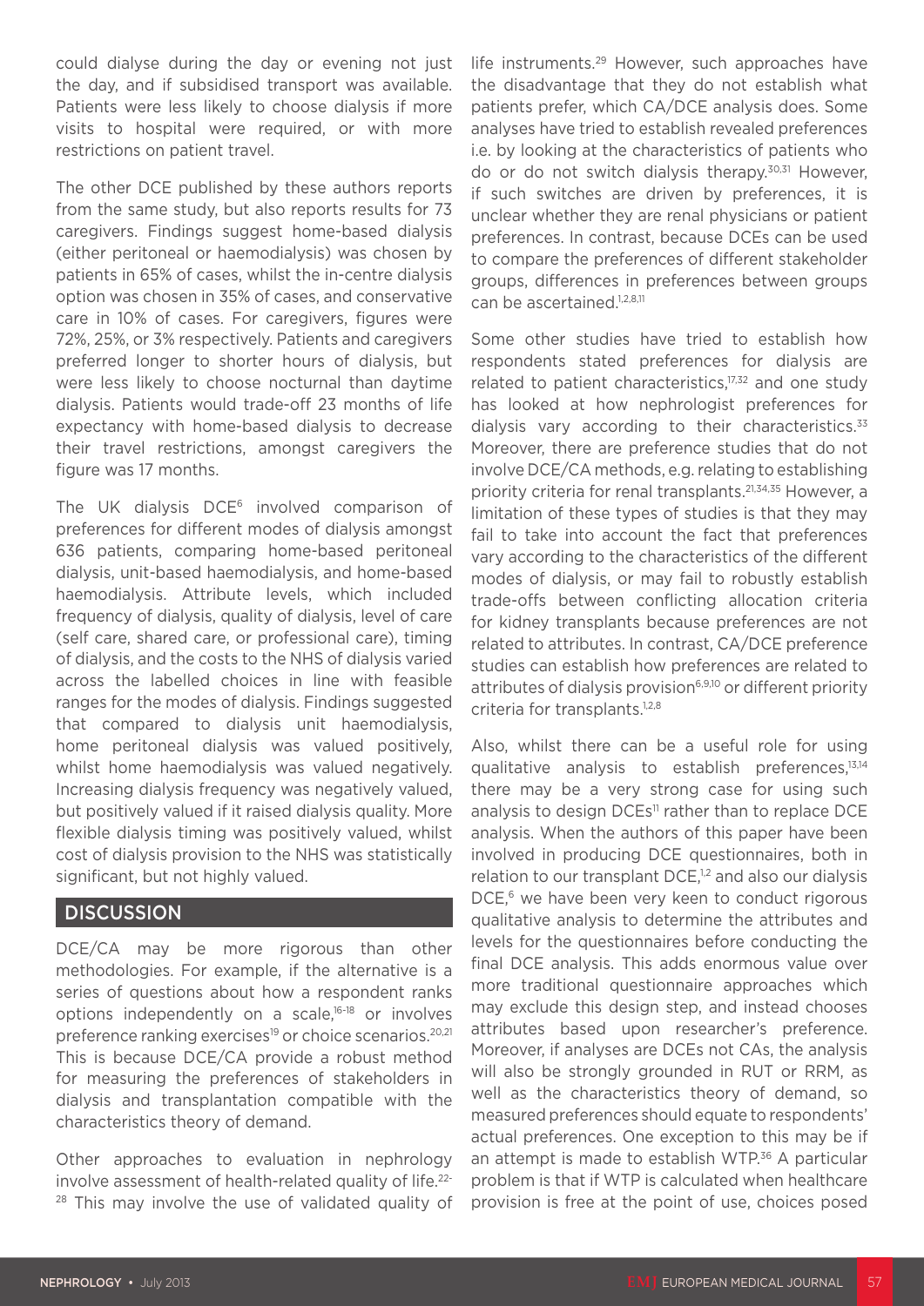could dialyse during the day or evening not just the day, and if subsidised transport was available. Patients were less likely to choose dialysis if more visits to hospital were required, or with more restrictions on patient travel.

The other DCE published by these authors reports from the same study, but also reports results for 73 caregivers. Findings suggest home-based dialysis (either peritoneal or haemodialysis) was chosen by patients in 65% of cases, whilst the in-centre dialysis option was chosen in 35% of cases, and conservative care in 10% of cases. For caregivers, figures were 72%, 25%, or 3% respectively. Patients and caregivers preferred longer to shorter hours of dialysis, but were less likely to choose nocturnal than daytime dialysis. Patients would trade-off 23 months of life expectancy with home-based dialysis to decrease their travel restrictions, amongst caregivers the figure was 17 months.

The UK dialysis DCE[6] involved comparison of preferences for different modes of dialysis amongst 636 patients, comparing home-based peritoneal dialysis, unit-based haemodialysis, and home-based haemodialysis. Attribute levels, which included frequency of dialysis, quality of dialysis, level of care (self care, shared care, or professional care), timing of dialysis, and the costs to the NHS of dialysis varied across the labelled choices in line with feasible ranges for the modes of dialysis. Findings suggested that compared to dialysis unit haemodialysis, home peritoneal dialysis was valued positively, whilst home haemodialysis was valued negatively. Increasing dialysis frequency was negatively valued, but positively valued if it raised dialysis quality. More flexible dialysis timing was positively valued, whilst cost of dialysis provision to the NHS was statistically significant, but not highly valued.

## DISCUSSION

DCE/CA may be more rigorous than other methodologies. For example, if the alternative is a series of questions about how a respondent ranks options independently on a scale,[16-18] or involves preference ranking exercises[19] or choice scenarios.[20,21] This is because DCE/CA provide a robust method for measuring the preferences of stakeholders in dialysis and transplantation compatible with the characteristics theory of demand.

Other approaches to evaluation in nephrology involve assessment of health-related quality of life.[22-28] This may involve the use of validated quality of life instruments.[29] However, such approaches have the disadvantage that they do not establish what patients prefer, which CA/DCE analysis does. Some analyses have tried to establish revealed preferences i.e. by looking at the characteristics of patients who do or do not switch dialysis therapy.[30,31] However, if such switches are driven by preferences, it is unclear whether they are renal physicians or patient preferences. In contrast, because DCEs can be used to compare the preferences of different stakeholder groups, differences in preferences between groups can be ascertained.[1,2,8,11]

Some other studies have tried to establish how respondents stated preferences for dialysis are related to patient characteristics,[17,32] and one study has looked at how nephrologist preferences for dialysis vary according to their characteristics.[33] Moreover, there are preference studies that do not involve DCE/CA methods, e.g. relating to establishing priority criteria for renal transplants.[21,34,35] However, a limitation of these types of studies is that they may fail to take into account the fact that preferences vary according to the characteristics of the different modes of dialysis, or may fail to robustly establish trade-offs between conflicting allocation criteria for kidney transplants because preferences are not related to attributes. In contrast, CA/DCE preference studies can establish how preferences are related to attributes of dialysis provision[6,9,10] or different priority criteria for transplants.[1,2,8]

Also, whilst there can be a useful role for using qualitative analysis to establish preferences,[13,14] there may be a very strong case for using such analysis to design DCEs[11] rather than to replace DCE analysis. When the authors of this paper have been involved in producing DCE questionnaires, both in relation to our transplant DCE,[1,2] and also our dialysis DCE,[6] we have been very keen to conduct rigorous qualitative analysis to determine the attributes and levels for the questionnaires before conducting the final DCE analysis. This adds enormous value over more traditional questionnaire approaches which may exclude this design step, and instead chooses attributes based upon researcher's preference. Moreover, if analyses are DCEs not CAs, the analysis will also be strongly grounded in RUT or RRM, as well as the characteristics theory of demand, so measured preferences should equate to respondents' actual preferences. One exception to this may be if an attempt is made to establish WTP.[36] A particular problem is that if WTP is calculated when healthcare provision is free at the point of use, choices posed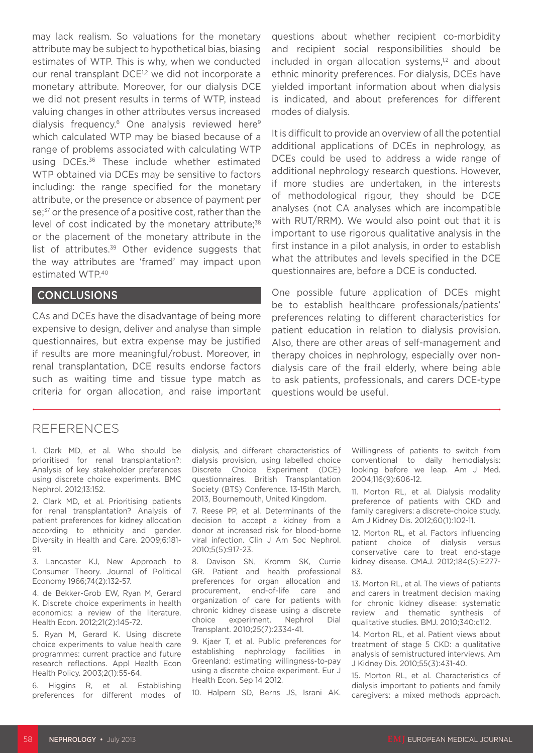may lack realism. So valuations for the monetary attribute may be subject to hypothetical bias, biasing estimates of WTP. This is why, when we conducted our renal transplant DCE[1,2] we did not incorporate a monetary attribute. Moreover, for our dialysis DCE we did not present results in terms of WTP, instead valuing changes in other attributes versus increased dialysis frequency.[6] One analysis reviewed here[9] which calculated WTP may be biased because of a range of problems associated with calculating WTP using DCEs.[36] These include whether estimated WTP obtained via DCEs may be sensitive to factors including: the range specified for the monetary attribute, or the presence or absence of payment per se;[37] or the presence of a positive cost, rather than the level of cost indicated by the monetary attribute;[38] or the placement of the monetary attribute in the list of attributes.[39] Other evidence suggests that the way attributes are 'framed' may impact upon estimated WTP.[40]

## CONCLUSIONS

CAs and DCEs have the disadvantage of being more expensive to design, deliver and analyse than simple questionnaires, but extra expense may be justified if results are more meaningful/robust. Moreover, in renal transplantation, DCE results endorse factors such as waiting time and tissue type match as criteria for organ allocation, and raise important questions about whether recipient co-morbidity and recipient social responsibilities should be included in organ allocation systems,[1,2] and about ethnic minority preferences. For dialysis, DCEs have yielded important information about when dialysis is indicated, and about preferences for different modes of dialysis.

It is difficult to provide an overview of all the potential additional applications of DCEs in nephrology, as DCEs could be used to address a wide range of additional nephrology research questions. However, if more studies are undertaken, in the interests of methodological rigour, they should be DCE analyses (not CA analyses which are incompatible with RUT/RRM). We would also point out that it is important to use rigorous qualitative analysis in the first instance in a pilot analysis, in order to establish what the attributes and levels specified in the DCE questionnaires are, before a DCE is conducted.

One possible future application of DCEs might be to establish healthcare professionals/patients' preferences relating to different characteristics for patient education in relation to dialysis provision. Also, there are other areas of self-management and therapy choices in nephrology, especially over non-dialysis care of the frail elderly, where being able to ask patients, professionals, and carers DCE-type questions would be useful.

## REFERENCES

1. Clark MD, et al. Who should be prioritised for renal transplantation?: Analysis of key stakeholder preferences using discrete choice experiments. BMC Nephrol. 2012;13:152.

2. Clark MD, et al. Prioritising patients for renal transplantation? Analysis of patient preferences for kidney allocation according to ethnicity and gender. Diversity in Health and Care. 2009;6:181-91.

3. Lancaster KJ, New Approach to Consumer Theory. Journal of Political Economy 1966;74(2):132-57.

4. de Bekker-Grob EW, Ryan M, Gerard K. Discrete choice experiments in health economics: a review of the literature. Health Econ. 2012;21(2):145-72.

5. Ryan M, Gerard K. Using discrete choice experiments to value health care programmes: current practice and future research reflections. Appl Health Econ Health Policy. 2003;2(1):55-64.

6. Higgins R, et al. Establishing preferences for different modes of dialysis, and different characteristics of dialysis provision, using labelled choice Discrete Choice Experiment (DCE) questionnaires. British Transplantation Society (BTS) Conference. 13-15th March, 2013, Bournemouth, United Kingdom.

7. Reese PP, et al. Determinants of the decision to accept a kidney from a donor at increased risk for blood-borne viral infection. Clin J Am Soc Nephrol. 2010;5(5):917-23.

8. Davison SN, Kromm SK, Currie GR. Patient and health professional preferences for organ allocation and procurement, end-of-life care and organization of care for patients with chronic kidney disease using a discrete choice experiment. Nephrol Dial Transplant. 2010;25(7):2334-41.

9. Kjaer T, et al. Public preferences for establishing nephrology facilities in Greenland: estimating willingness-to-pay using a discrete choice experiment. Eur J Health Econ. Sep 14 2012.

10. Halpern SD, Berns JS, Israni AK. Willingness of patients to switch from conventional to daily hemodialysis: looking before we leap. Am J Med. 2004;116(9):606-12.

11. Morton RL, et al. Dialysis modality preference of patients with CKD and family caregivers: a discrete-choice study. Am J Kidney Dis. 2012;60(1):102-11.

12. Morton RL, et al. Factors influencing patient choice of dialysis versus conservative care to treat end-stage kidney disease. CMAJ. 2012;184(5):E277-83.

13. Morton RL, et al. The views of patients and carers in treatment decision making for chronic kidney disease: systematic review and thematic synthesis of qualitative studies. BMJ. 2010;340:c112.

14. Morton RL, et al. Patient views about treatment of stage 5 CKD: a qualitative analysis of semistructured interviews. Am J Kidney Dis. 2010;55(3):431-40.

15. Morton RL, et al. Characteristics of dialysis important to patients and family caregivers: a mixed methods approach.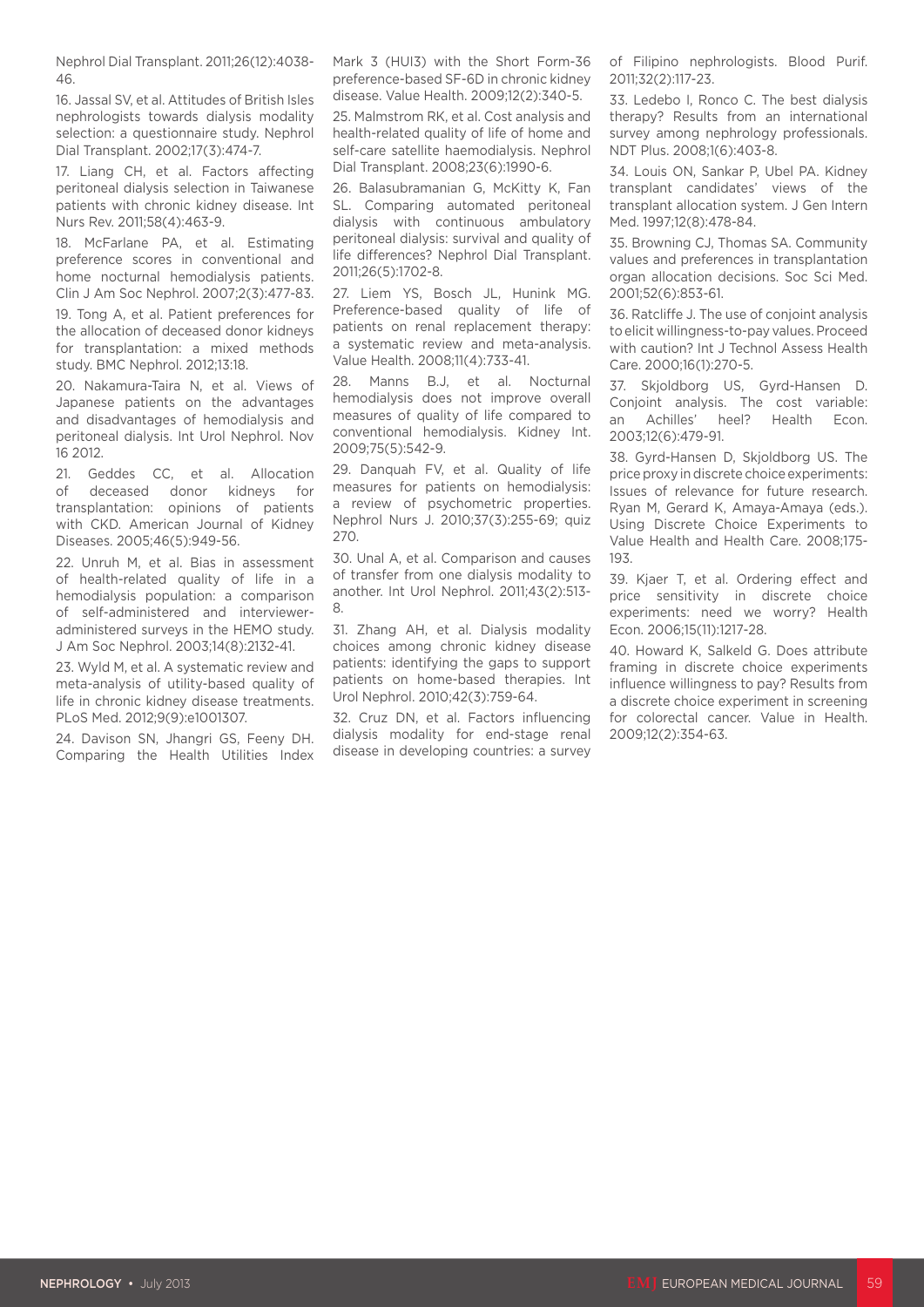Nephrol Dial Transplant. 2011;26(12):4038-46.

16. Jassal SV, et al. Attitudes of British Isles nephrologists towards dialysis modality selection: a questionnaire study. Nephrol Dial Transplant. 2002;17(3):474-7.

17. Liang CH, et al. Factors affecting peritoneal dialysis selection in Taiwanese patients with chronic kidney disease. Int Nurs Rev. 2011;58(4):463-9.

18. McFarlane PA, et al. Estimating preference scores in conventional and home nocturnal hemodialysis patients. Clin J Am Soc Nephrol. 2007;2(3):477-83.

19. Tong A, et al. Patient preferences for the allocation of deceased donor kidneys for transplantation: a mixed methods study. BMC Nephrol. 2012;13:18.

20. Nakamura-Taira N, et al. Views of Japanese patients on the advantages and disadvantages of hemodialysis and peritoneal dialysis. Int Urol Nephrol. Nov 16 2012.

21. Geddes CC, et al. Allocation of deceased donor kidneys for transplantation: opinions of patients with CKD. American Journal of Kidney Diseases. 2005;46(5):949-56.

22. Unruh M, et al. Bias in assessment of health-related quality of life in a hemodialysis population: a comparison of self-administered and interviewer-administered surveys in the HEMO study. J Am Soc Nephrol. 2003;14(8):2132-41.

23. Wyld M, et al. A systematic review and meta-analysis of utility-based quality of life in chronic kidney disease treatments. PLoS Med. 2012;9(9):e1001307.

24. Davison SN, Jhangri GS, Feeny DH. Comparing the Health Utilities Index Mark 3 (HUI3) with the Short Form-36 preference-based SF-6D in chronic kidney disease. Value Health. 2009;12(2):340-5.

25. Malmstrom RK, et al. Cost analysis and health-related quality of life of home and self-care satellite haemodialysis. Nephrol Dial Transplant. 2008;23(6):1990-6.

26. Balasubramanian G, McKitty K, Fan SL. Comparing automated peritoneal dialysis with continuous ambulatory peritoneal dialysis: survival and quality of life differences? Nephrol Dial Transplant. 2011;26(5):1702-8.

27. Liem YS, Bosch JL, Hunink MG. Preference-based quality of life of patients on renal replacement therapy: a systematic review and meta-analysis. Value Health. 2008;11(4):733-41.

28. Manns B.J, et al. Nocturnal hemodialysis does not improve overall measures of quality of life compared to conventional hemodialysis. Kidney Int. 2009;75(5):542-9.

29. Danquah FV, et al. Quality of life measures for patients on hemodialysis: a review of psychometric properties. Nephrol Nurs J. 2010;37(3):255-69; quiz 270.

30. Unal A, et al. Comparison and causes of transfer from one dialysis modality to another. Int Urol Nephrol. 2011;43(2):513-8.

31. Zhang AH, et al. Dialysis modality choices among chronic kidney disease patients: identifying the gaps to support patients on home-based therapies. Int Urol Nephrol. 2010;42(3):759-64.

32. Cruz DN, et al. Factors influencing dialysis modality for end-stage renal disease in developing countries: a survey of Filipino nephrologists. Blood Purif. 2011;32(2):117-23.

33. Ledebo I, Ronco C. The best dialysis therapy? Results from an international survey among nephrology professionals. NDT Plus. 2008;1(6):403-8.

34. Louis ON, Sankar P, Ubel PA. Kidney transplant candidates' views of the transplant allocation system. J Gen Intern Med. 1997;12(8):478-84.

35. Browning CJ, Thomas SA. Community values and preferences in transplantation organ allocation decisions. Soc Sci Med. 2001;52(6):853-61.

36. Ratcliffe J. The use of conjoint analysis to elicit willingness-to-pay values. Proceed with caution? Int J Technol Assess Health Care. 2000;16(1):270-5.

37. Skjoldborg US, Gyrd-Hansen D. Conjoint analysis. The cost variable: an Achilles' heel? Health Econ. 2003;12(6):479-91.

38. Gyrd-Hansen D, Skjoldborg US. The price proxy in discrete choice experiments: Issues of relevance for future research. Ryan M, Gerard K, Amaya-Amaya (eds.). Using Discrete Choice Experiments to Value Health and Health Care. 2008;175-193.

39. Kjaer T, et al. Ordering effect and price sensitivity in discrete choice experiments: need we worry? Health Econ. 2006;15(11):1217-28.

40. Howard K, Salkeld G. Does attribute framing in discrete choice experiments influence willingness to pay? Results from a discrete choice experiment in screening for colorectal cancer. Value in Health. 2009;12(2):354-63.